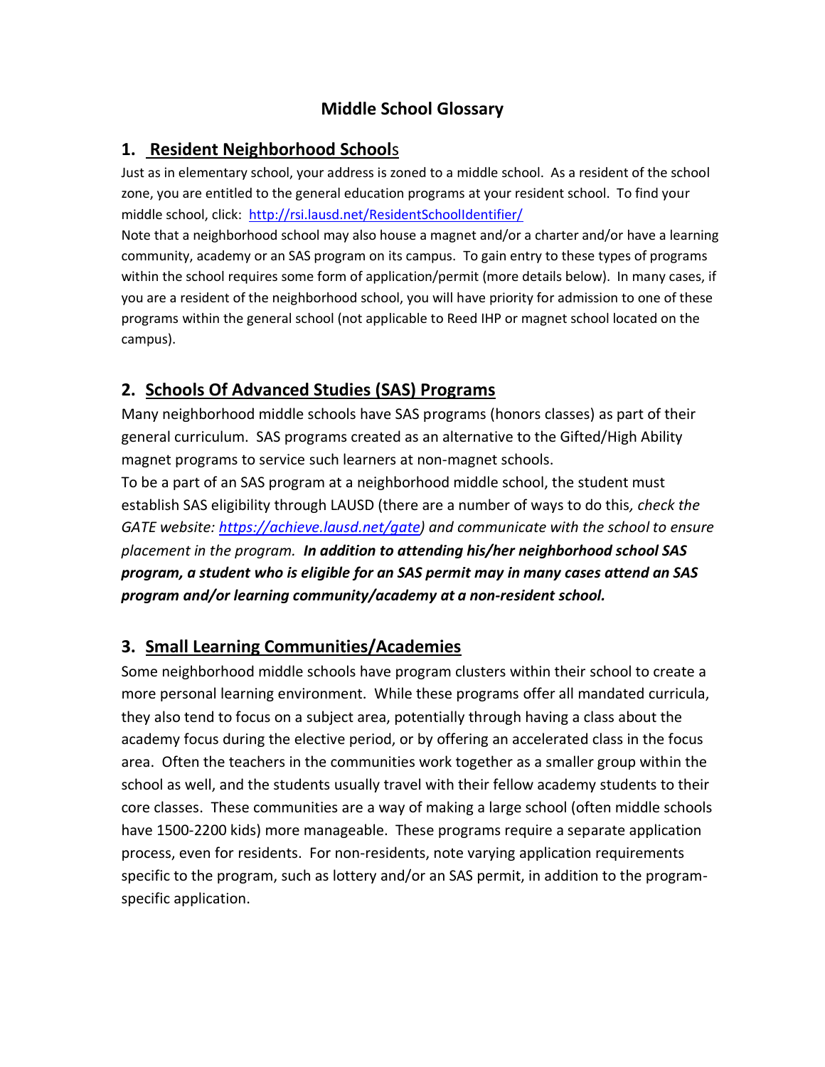# Middle School Glossary

## 1. Resident Neighborhood Schools

Just as in elementary school, your address is zoned to a middle school. As a resident of the school zone, you are entitled to the general education programs at your resident school. To find your middle school, click: http://rsi.lausd.net/ResidentSchoolIdentifier/

Note that a neighborhood school may also house a magnet and/or a charter and/or have a learning community, academy or an SAS program on its campus. To gain entry to these types of programs within the school requires some form of application/permit (more details below). In many cases, if you are a resident of the neighborhood school, you will have priority for admission to one of these programs within the general school (not applicable to Reed IHP or magnet school located on the campus).

## 2. Schools Of Advanced Studies (SAS) Programs

Many neighborhood middle schools have SAS programs (honors classes) as part of their general curriculum. SAS programs created as an alternative to the Gifted/High Ability magnet programs to service such learners at non-magnet schools.

To be a part of an SAS program at a neighborhood middle school, the student must establish SAS eligibility through LAUSD (there are a number of ways to do this*, check the GATE website: https://achieve.lausd.net/gate) and communicate with the school to ensure placement in the program.* ***In addition to attending his/her neighborhood school SAS program, a student who is eligible for an SAS permit may in many cases attend an SAS program and/or learning community/academy at a non-resident school.***

## 3. Small Learning Communities/Academies

Some neighborhood middle schools have program clusters within their school to create a more personal learning environment. While these programs offer all mandated curricula, they also tend to focus on a subject area, potentially through having a class about the academy focus during the elective period, or by offering an accelerated class in the focus area. Often the teachers in the communities work together as a smaller group within the school as well, and the students usually travel with their fellow academy students to their core classes. These communities are a way of making a large school (often middle schools have 1500-2200 kids) more manageable. These programs require a separate application process, even for residents. For non-residents, note varying application requirements specific to the program, such as lottery and/or an SAS permit, in addition to the program-specific application.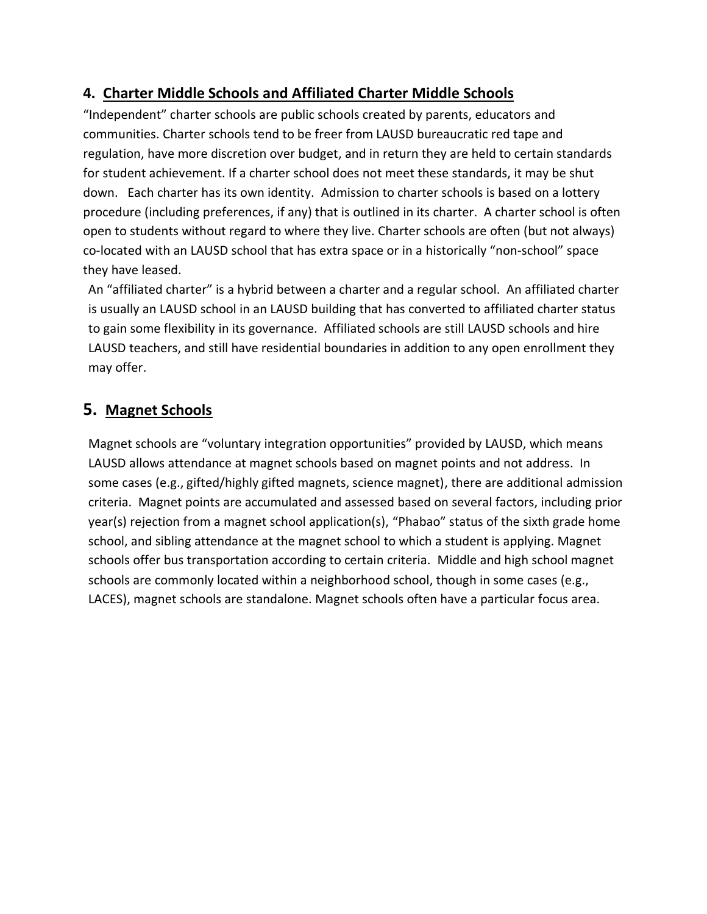## 4. Charter Middle Schools and Affiliated Charter Middle Schools

"Independent" charter schools are public schools created by parents, educators and communities. Charter schools tend to be freer from LAUSD bureaucratic red tape and regulation, have more discretion over budget, and in return they are held to certain standards for student achievement. If a charter school does not meet these standards, it may be shut down. Each charter has its own identity. Admission to charter schools is based on a lottery procedure (including preferences, if any) that is outlined in its charter. A charter school is often open to students without regard to where they live. Charter schools are often (but not always) co-located with an LAUSD school that has extra space or in a historically "non-school" space they have leased.

An "affiliated charter" is a hybrid between a charter and a regular school. An affiliated charter is usually an LAUSD school in an LAUSD building that has converted to affiliated charter status to gain some flexibility in its governance. Affiliated schools are still LAUSD schools and hire LAUSD teachers, and still have residential boundaries in addition to any open enrollment they may offer.

## 5. Magnet Schools

Magnet schools are "voluntary integration opportunities" provided by LAUSD, which means LAUSD allows attendance at magnet schools based on magnet points and not address. In some cases (e.g., gifted/highly gifted magnets, science magnet), there are additional admission criteria. Magnet points are accumulated and assessed based on several factors, including prior year(s) rejection from a magnet school application(s), "Phabao" status of the sixth grade home school, and sibling attendance at the magnet school to which a student is applying. Magnet schools offer bus transportation according to certain criteria. Middle and high school magnet schools are commonly located within a neighborhood school, though in some cases (e.g., LACES), magnet schools are standalone. Magnet schools often have a particular focus area.